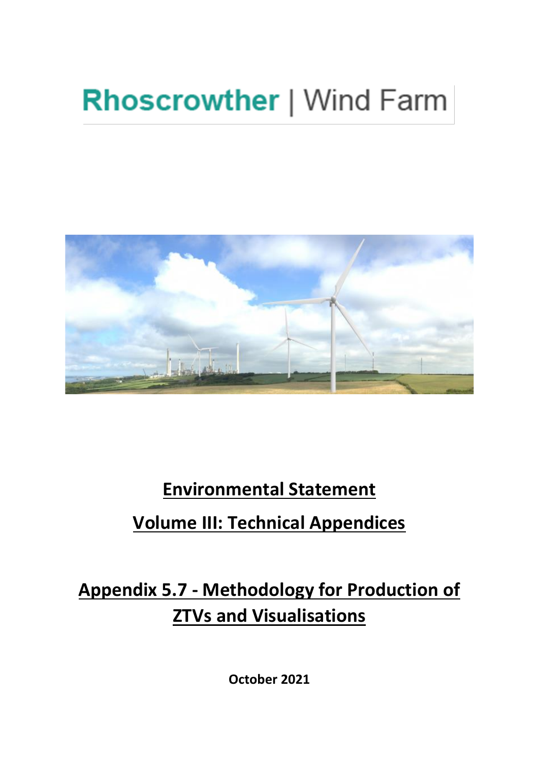# Rhoscrowther | Wind Farm

## Environmental Statement

## Volume III: Technical Appendices

## Appendix 5.7 - Methodology for Production of ZTVs and Visualisations

**October 2021**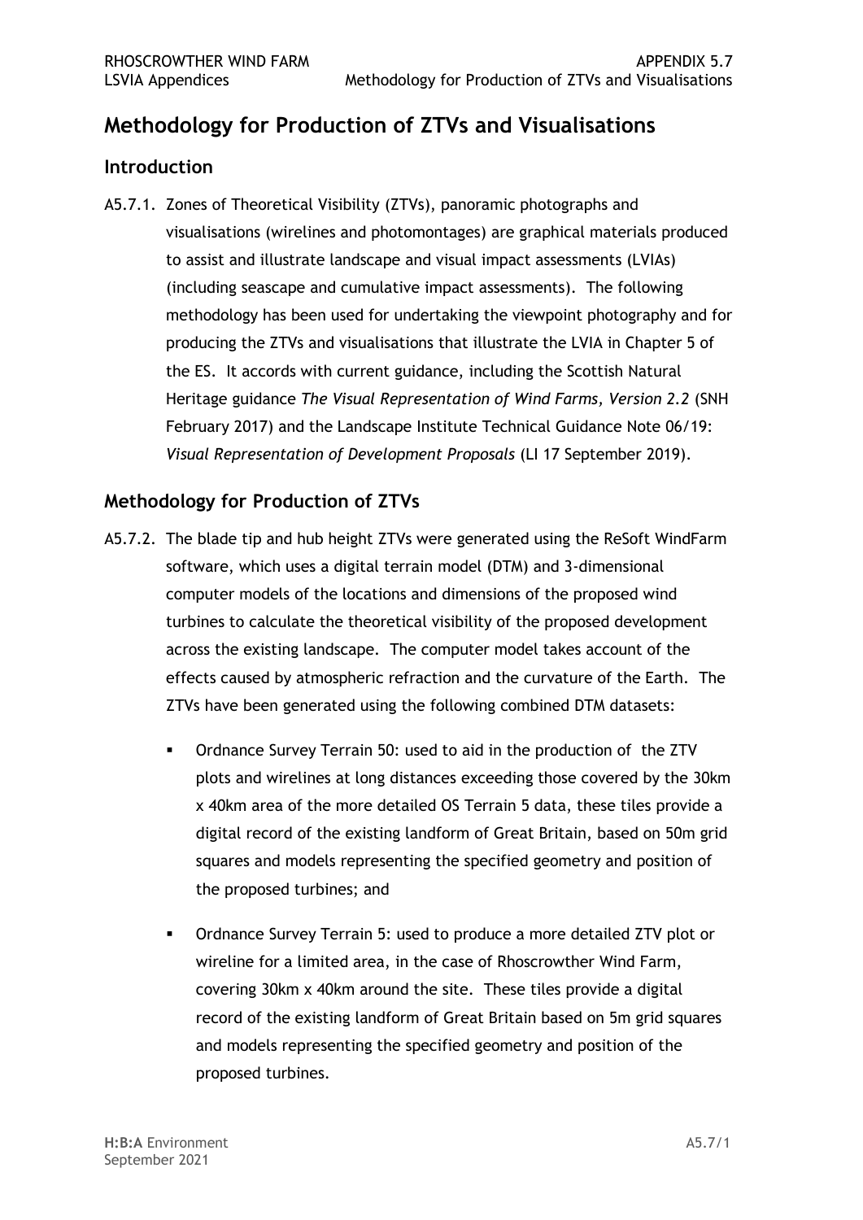# Methodology for Production of ZTVs and Visualisations

## Introduction

A5.7.1. Zones of Theoretical Visibility (ZTVs), panoramic photographs and visualisations (wirelines and photomontages) are graphical materials produced to assist and illustrate landscape and visual impact assessments (LVIAs) (including seascape and cumulative impact assessments). The following methodology has been used for undertaking the viewpoint photography and for producing the ZTVs and visualisations that illustrate the LVIA in Chapter 5 of the ES. It accords with current guidance, including the Scottish Natural Heritage guidance *The Visual Representation of Wind Farms, Version 2.2* (SNH February 2017) and the Landscape Institute Technical Guidance Note 06/19: *Visual Representation of Development Proposals* (LI 17 September 2019).

## Methodology for Production of ZTVs

A5.7.2. The blade tip and hub height ZTVs were generated using the ReSoft WindFarm software, which uses a digital terrain model (DTM) and 3-dimensional computer models of the locations and dimensions of the proposed wind turbines to calculate the theoretical visibility of the proposed development across the existing landscape. The computer model takes account of the effects caused by atmospheric refraction and the curvature of the Earth. The ZTVs have been generated using the following combined DTM datasets:

- Ordnance Survey Terrain 50: used to aid in the production of the ZTV plots and wirelines at long distances exceeding those covered by the 30km x 40km area of the more detailed OS Terrain 5 data, these tiles provide a digital record of the existing landform of Great Britain, based on 50m grid squares and models representing the specified geometry and position of the proposed turbines; and
- Ordnance Survey Terrain 5: used to produce a more detailed ZTV plot or wireline for a limited area, in the case of Rhoscrowther Wind Farm, covering 30km x 40km around the site. These tiles provide a digital record of the existing landform of Great Britain based on 5m grid squares and models representing the specified geometry and position of the proposed turbines.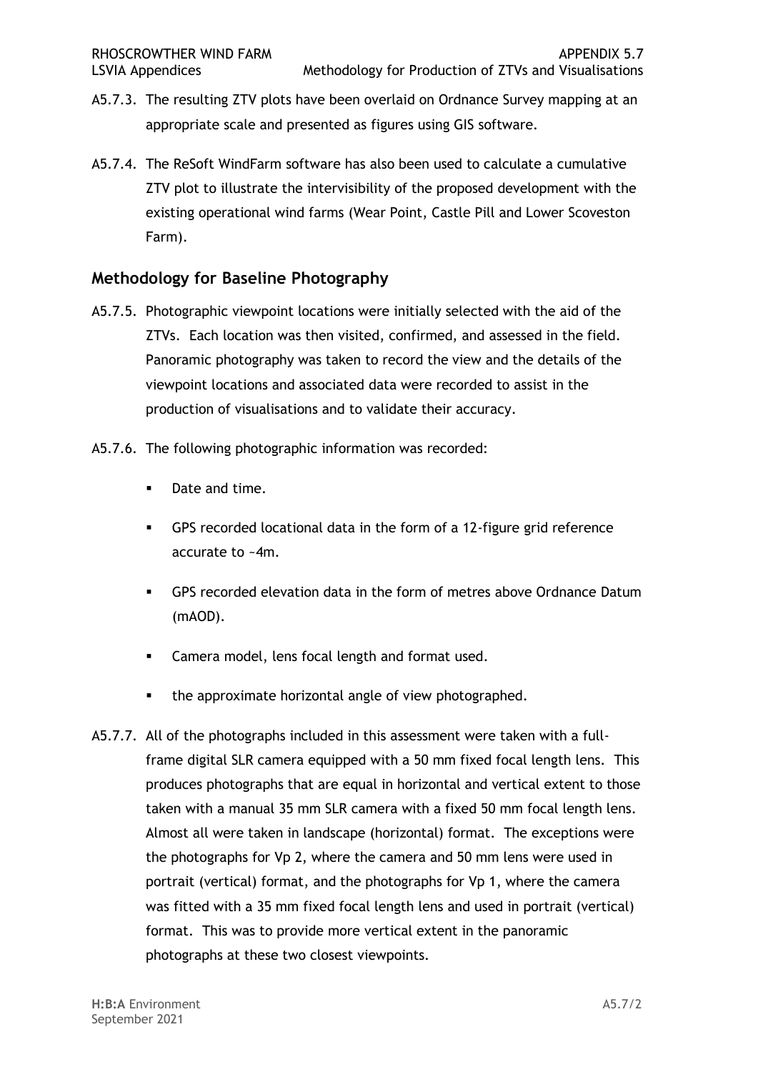A5.7.3. The resulting ZTV plots have been overlaid on Ordnance Survey mapping at an appropriate scale and presented as figures using GIS software.

A5.7.4. The ReSoft WindFarm software has also been used to calculate a cumulative ZTV plot to illustrate the intervisibility of the proposed development with the existing operational wind farms (Wear Point, Castle Pill and Lower Scoveston Farm).

## Methodology for Baseline Photography

A5.7.5. Photographic viewpoint locations were initially selected with the aid of the ZTVs. Each location was then visited, confirmed, and assessed in the field. Panoramic photography was taken to record the view and the details of the viewpoint locations and associated data were recorded to assist in the production of visualisations and to validate their accuracy.

A5.7.6. The following photographic information was recorded:

- Date and time.
- GPS recorded locational data in the form of a 12-figure grid reference accurate to ~4m.
- GPS recorded elevation data in the form of metres above Ordnance Datum (mAOD).
- Camera model, lens focal length and format used.
- the approximate horizontal angle of view photographed.

A5.7.7. All of the photographs included in this assessment were taken with a full-frame digital SLR camera equipped with a 50 mm fixed focal length lens. This produces photographs that are equal in horizontal and vertical extent to those taken with a manual 35 mm SLR camera with a fixed 50 mm focal length lens. Almost all were taken in landscape (horizontal) format. The exceptions were the photographs for Vp 2, where the camera and 50 mm lens were used in portrait (vertical) format, and the photographs for Vp 1, where the camera was fitted with a 35 mm fixed focal length lens and used in portrait (vertical) format. This was to provide more vertical extent in the panoramic photographs at these two closest viewpoints.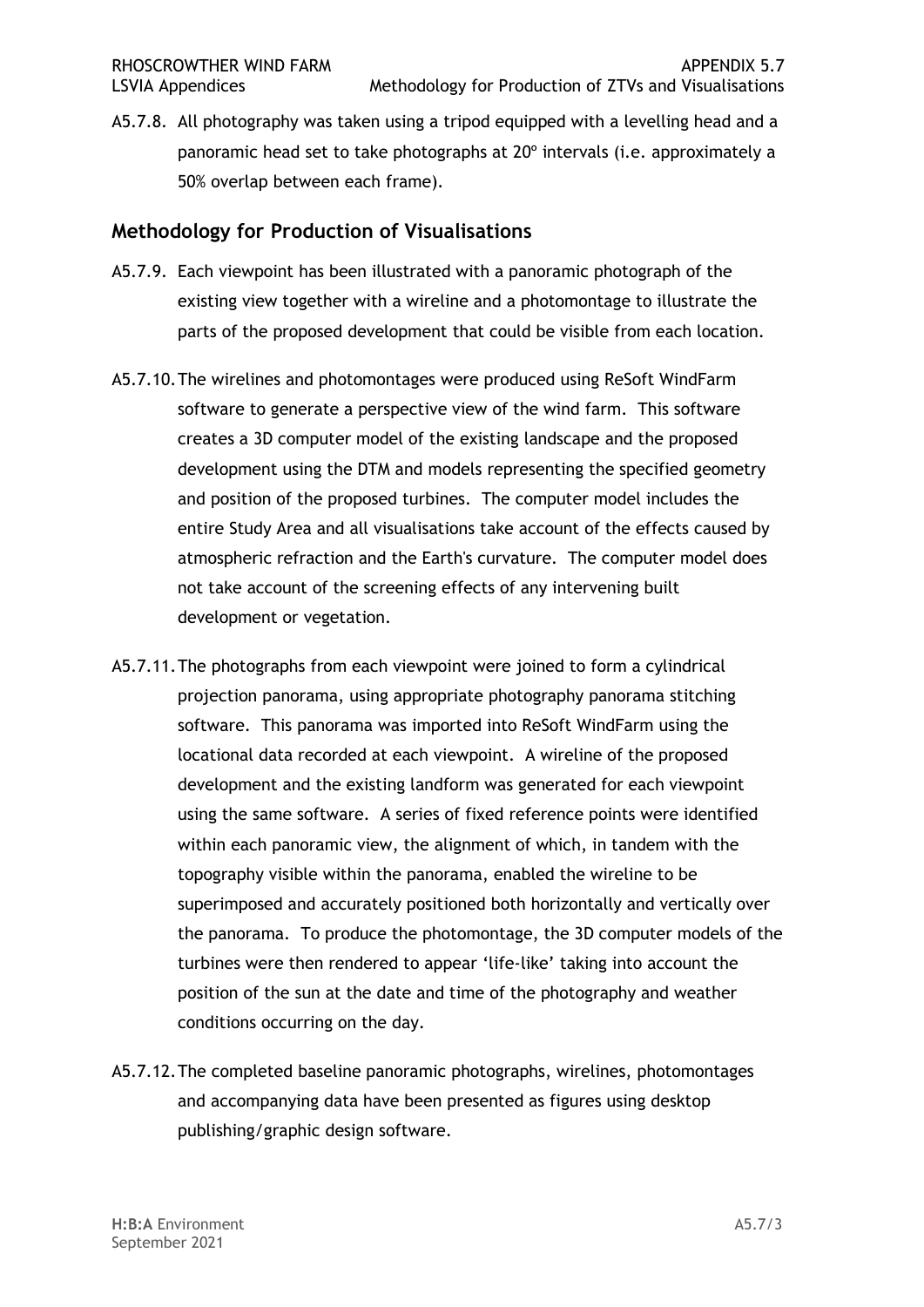A5.7.8. All photography was taken using a tripod equipped with a levelling head and a panoramic head set to take photographs at 20º intervals (i.e. approximately a 50% overlap between each frame).

## Methodology for Production of Visualisations

A5.7.9. Each viewpoint has been illustrated with a panoramic photograph of the existing view together with a wireline and a photomontage to illustrate the parts of the proposed development that could be visible from each location.

A5.7.10. The wirelines and photomontages were produced using ReSoft WindFarm software to generate a perspective view of the wind farm. This software creates a 3D computer model of the existing landscape and the proposed development using the DTM and models representing the specified geometry and position of the proposed turbines. The computer model includes the entire Study Area and all visualisations take account of the effects caused by atmospheric refraction and the Earth's curvature. The computer model does not take account of the screening effects of any intervening built development or vegetation.

A5.7.11. The photographs from each viewpoint were joined to form a cylindrical projection panorama, using appropriate photography panorama stitching software. This panorama was imported into ReSoft WindFarm using the locational data recorded at each viewpoint. A wireline of the proposed development and the existing landform was generated for each viewpoint using the same software. A series of fixed reference points were identified within each panoramic view, the alignment of which, in tandem with the topography visible within the panorama, enabled the wireline to be superimposed and accurately positioned both horizontally and vertically over the panorama. To produce the photomontage, the 3D computer models of the turbines were then rendered to appear 'life-like' taking into account the position of the sun at the date and time of the photography and weather conditions occurring on the day.

A5.7.12. The completed baseline panoramic photographs, wirelines, photomontages and accompanying data have been presented as figures using desktop publishing/graphic design software.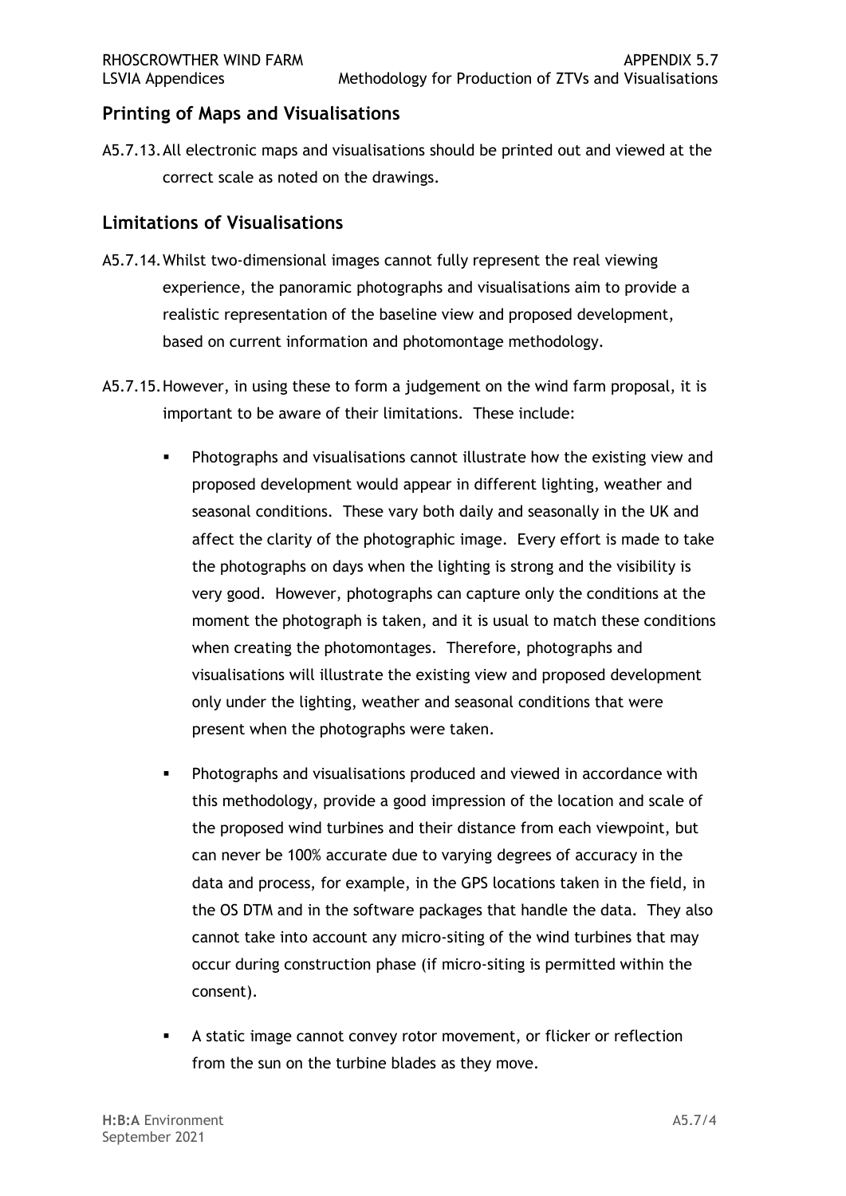## Printing of Maps and Visualisations

A5.7.13. All electronic maps and visualisations should be printed out and viewed at the correct scale as noted on the drawings.

## Limitations of Visualisations

A5.7.14. Whilst two-dimensional images cannot fully represent the real viewing experience, the panoramic photographs and visualisations aim to provide a realistic representation of the baseline view and proposed development, based on current information and photomontage methodology.

A5.7.15. However, in using these to form a judgement on the wind farm proposal, it is important to be aware of their limitations. These include:

- Photographs and visualisations cannot illustrate how the existing view and proposed development would appear in different lighting, weather and seasonal conditions. These vary both daily and seasonally in the UK and affect the clarity of the photographic image. Every effort is made to take the photographs on days when the lighting is strong and the visibility is very good. However, photographs can capture only the conditions at the moment the photograph is taken, and it is usual to match these conditions when creating the photomontages. Therefore, photographs and visualisations will illustrate the existing view and proposed development only under the lighting, weather and seasonal conditions that were present when the photographs were taken.

- Photographs and visualisations produced and viewed in accordance with this methodology, provide a good impression of the location and scale of the proposed wind turbines and their distance from each viewpoint, but can never be 100% accurate due to varying degrees of accuracy in the data and process, for example, in the GPS locations taken in the field, in the OS DTM and in the software packages that handle the data. They also cannot take into account any micro-siting of the wind turbines that may occur during construction phase (if micro-siting is permitted within the consent).

- A static image cannot convey rotor movement, or flicker or reflection from the sun on the turbine blades as they move.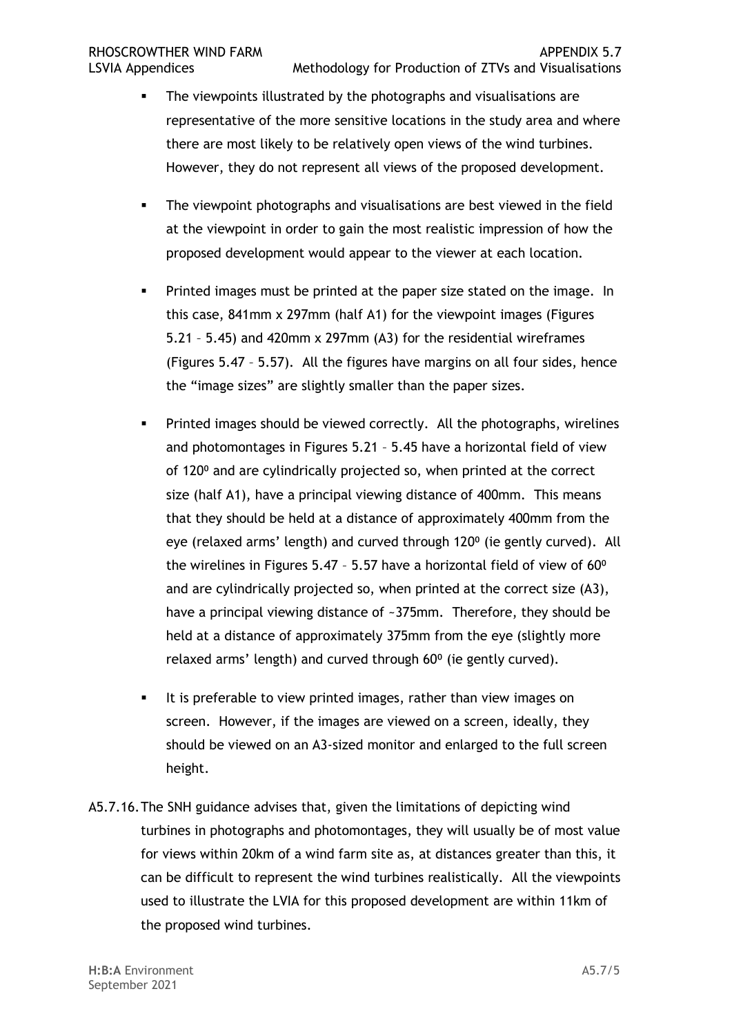- The viewpoints illustrated by the photographs and visualisations are representative of the more sensitive locations in the study area and where there are most likely to be relatively open views of the wind turbines. However, they do not represent all views of the proposed development.

- The viewpoint photographs and visualisations are best viewed in the field at the viewpoint in order to gain the most realistic impression of how the proposed development would appear to the viewer at each location.

- Printed images must be printed at the paper size stated on the image. In this case, 841mm x 297mm (half A1) for the viewpoint images (Figures 5.21 – 5.45) and 420mm x 297mm (A3) for the residential wireframes (Figures 5.47 – 5.57). All the figures have margins on all four sides, hence the "image sizes" are slightly smaller than the paper sizes.

- Printed images should be viewed correctly. All the photographs, wirelines and photomontages in Figures 5.21 – 5.45 have a horizontal field of view of 120⁰ and are cylindrically projected so, when printed at the correct size (half A1), have a principal viewing distance of 400mm. This means that they should be held at a distance of approximately 400mm from the eye (relaxed arms' length) and curved through 120⁰ (ie gently curved). All the wirelines in Figures 5.47 – 5.57 have a horizontal field of view of 60⁰ and are cylindrically projected so, when printed at the correct size (A3), have a principal viewing distance of ~375mm. Therefore, they should be held at a distance of approximately 375mm from the eye (slightly more relaxed arms' length) and curved through 60⁰ (ie gently curved).

- It is preferable to view printed images, rather than view images on screen. However, if the images are viewed on a screen, ideally, they should be viewed on an A3-sized monitor and enlarged to the full screen height.

A5.7.16. The SNH guidance advises that, given the limitations of depicting wind turbines in photographs and photomontages, they will usually be of most value for views within 20km of a wind farm site as, at distances greater than this, it can be difficult to represent the wind turbines realistically. All the viewpoints used to illustrate the LVIA for this proposed development are within 11km of the proposed wind turbines.